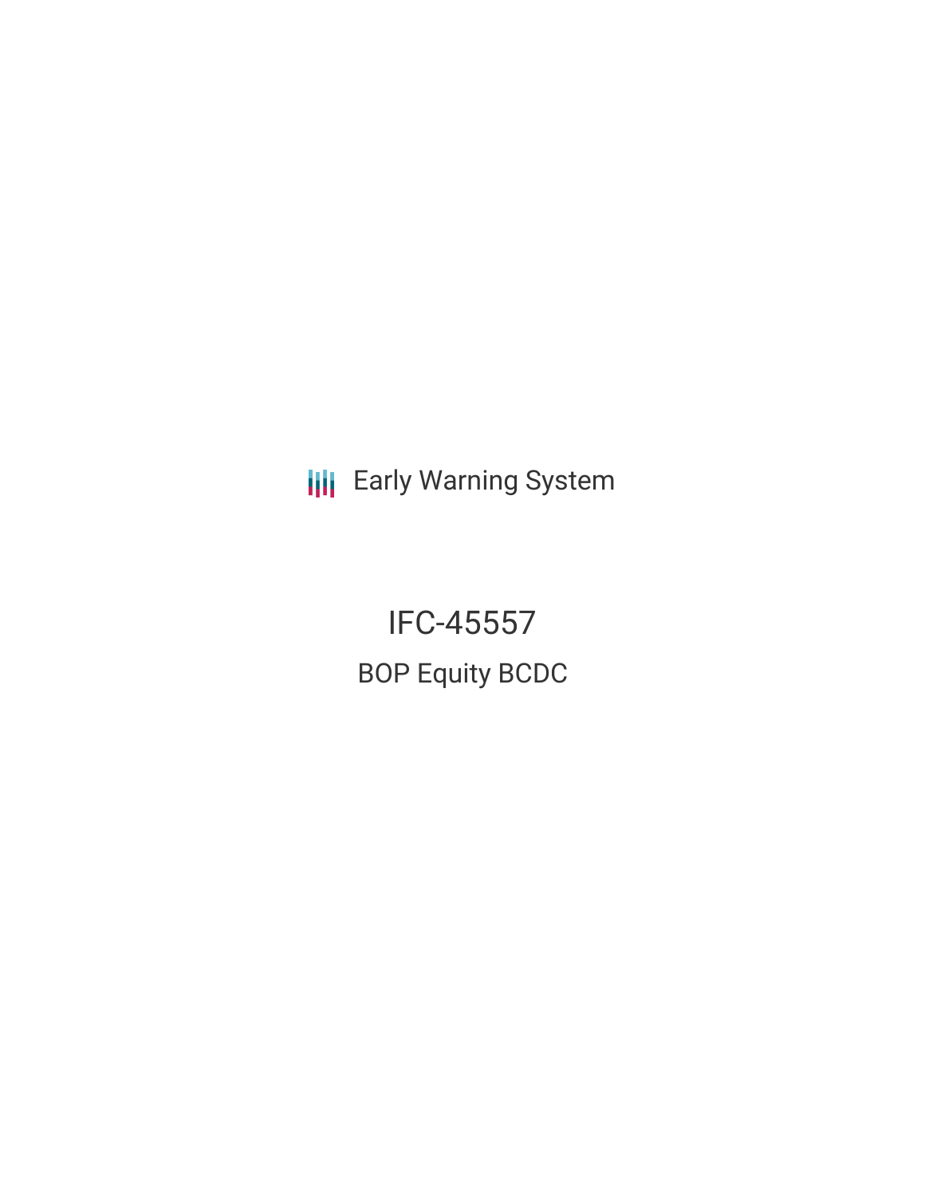Early Warning System

# IFC-45557

## BOP Equity BCDC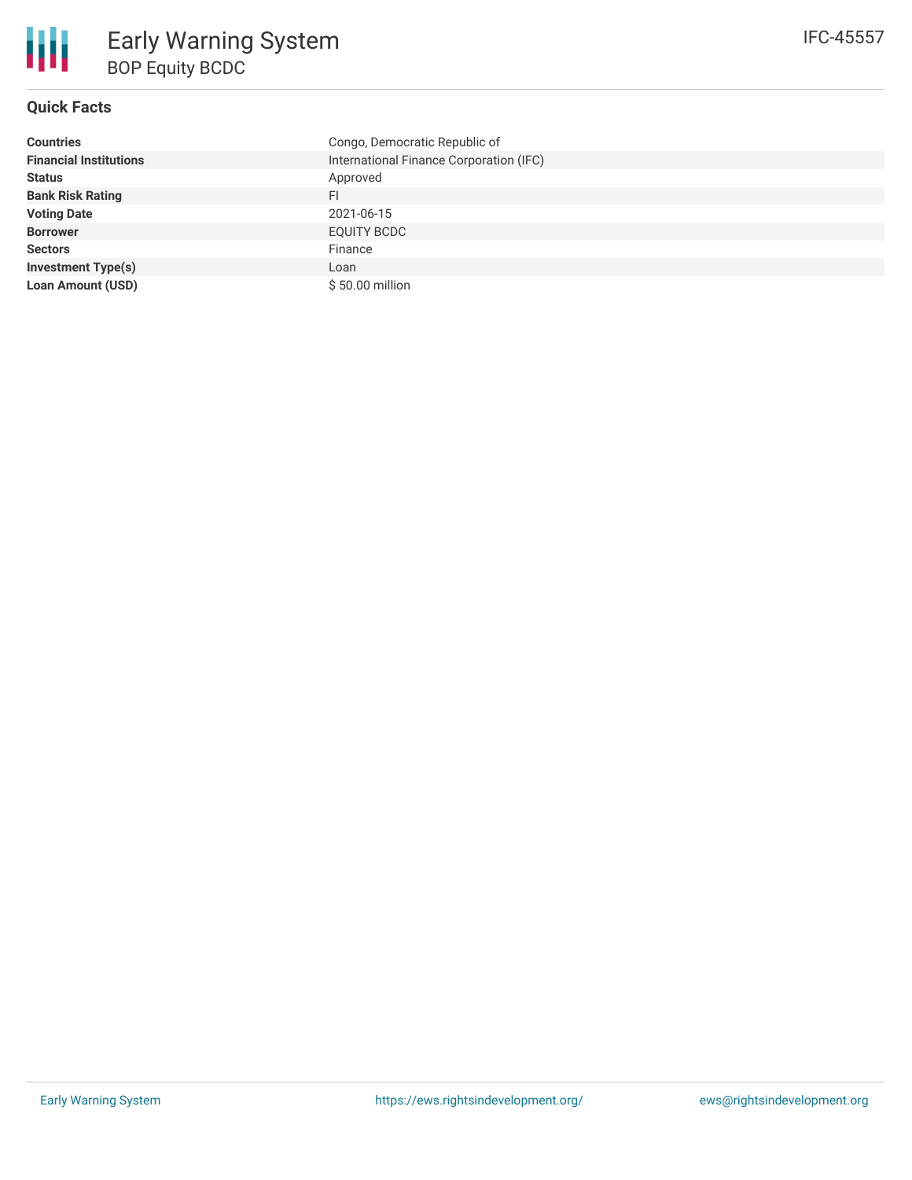# Early Warning System

## BOP Equity BCDC

IFC-45557

### Quick Facts

| | |
|---|---|
| **Countries** | Congo, Democratic Republic of |
| **Financial Institutions** | International Finance Corporation (IFC) |
| **Status** | Approved |
| **Bank Risk Rating** | FI |
| **Voting Date** | 2021-06-15 |
| **Borrower** | EQUITY BCDC |
| **Sectors** | Finance |
| **Investment Type(s)** | Loan |
| **Loan Amount (USD)** | $ 50.00 million |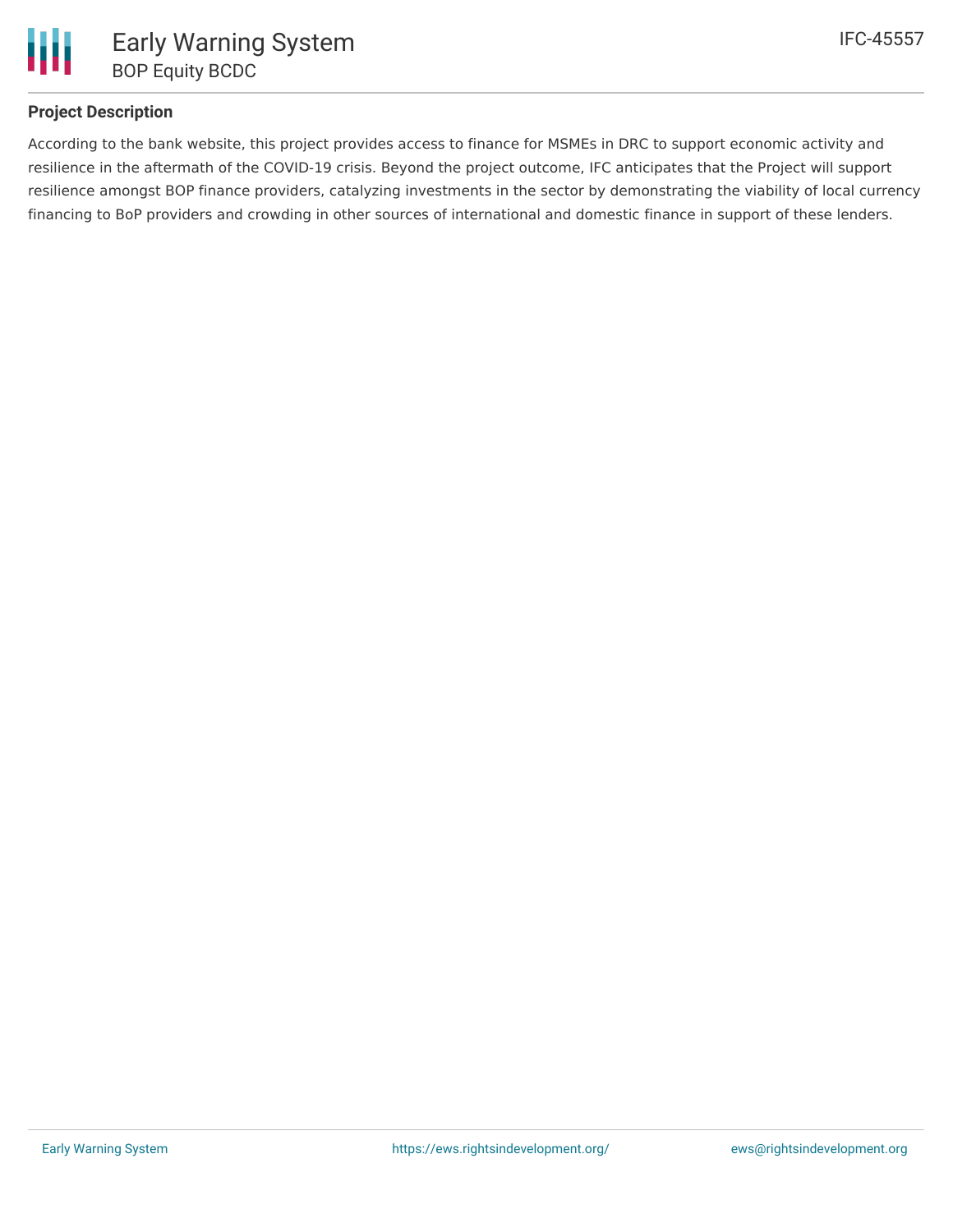## Project Description

According to the bank website, this project provides access to finance for MSMEs in DRC to support economic activity and resilience in the aftermath of the COVID-19 crisis. Beyond the project outcome, IFC anticipates that the Project will support resilience amongst BOP finance providers, catalyzing investments in the sector by demonstrating the viability of local currency financing to BoP providers and crowding in other sources of international and domestic finance in support of these lenders.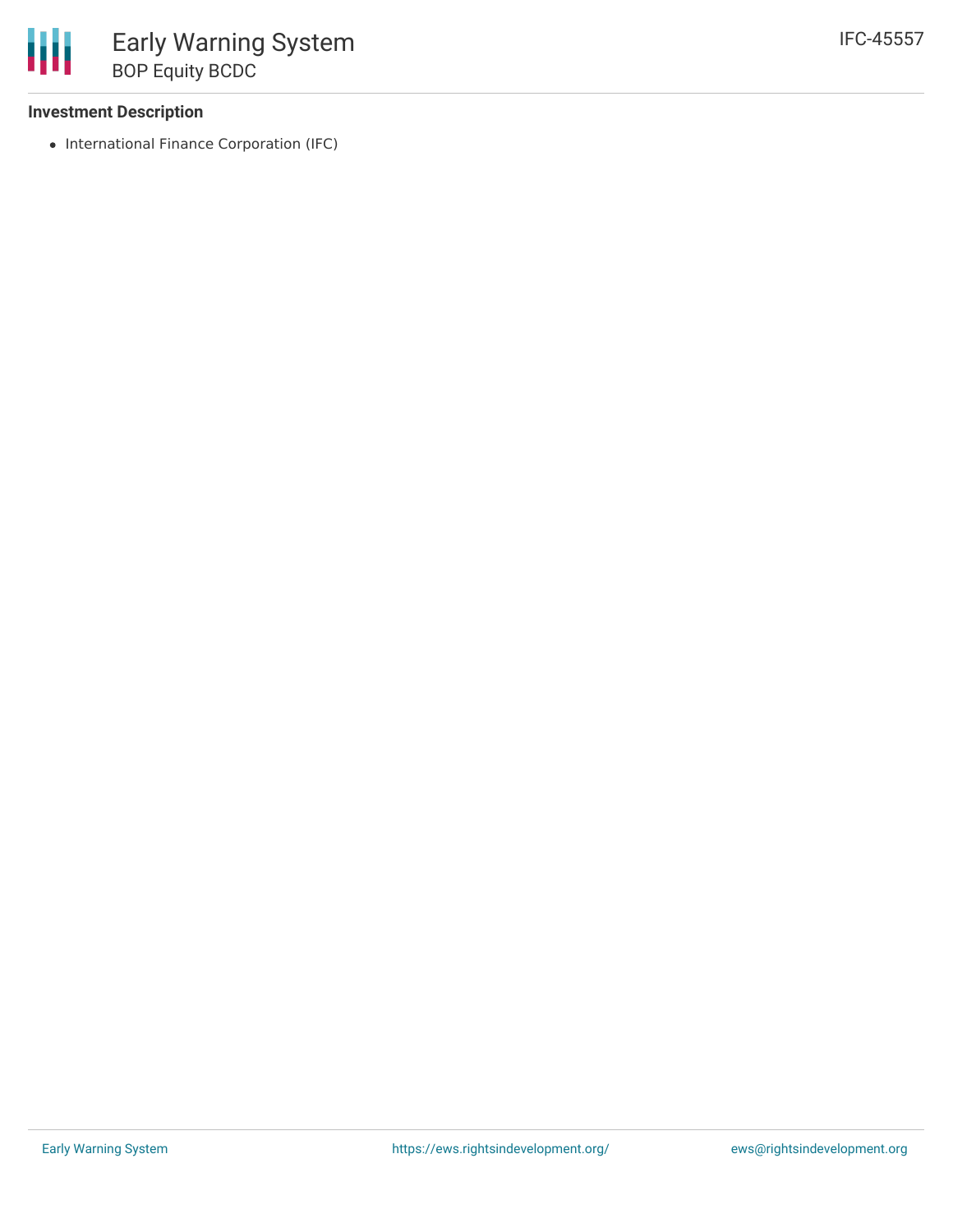### Investment Description

- International Finance Corporation (IFC)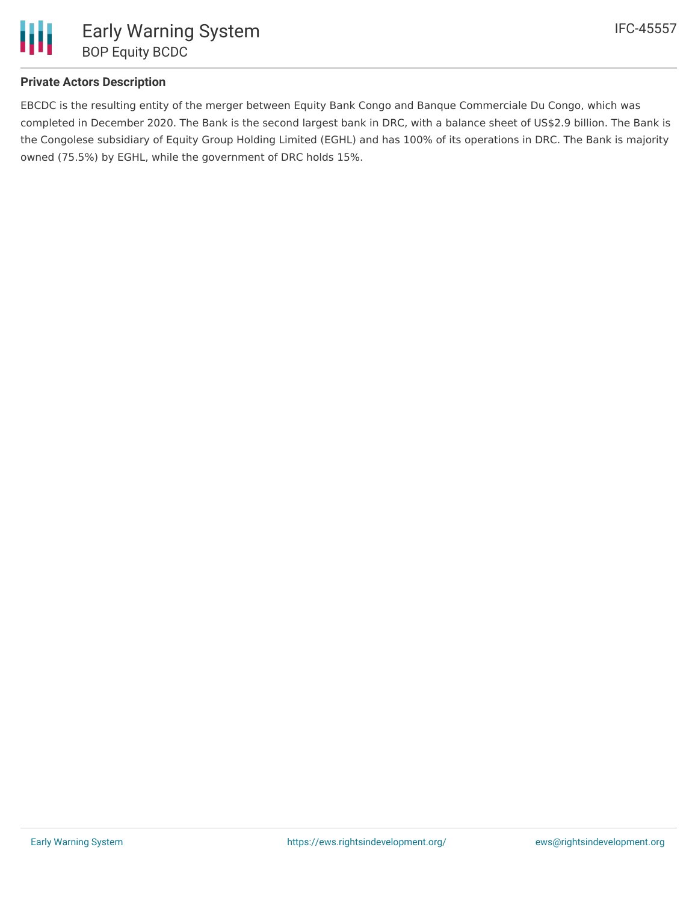**Private Actors Description**

EBCDC is the resulting entity of the merger between Equity Bank Congo and Banque Commerciale Du Congo, which was completed in December 2020. The Bank is the second largest bank in DRC, with a balance sheet of US$2.9 billion. The Bank is the Congolese subsidiary of Equity Group Holding Limited (EGHL) and has 100% of its operations in DRC. The Bank is majority owned (75.5%) by EGHL, while the government of DRC holds 15%.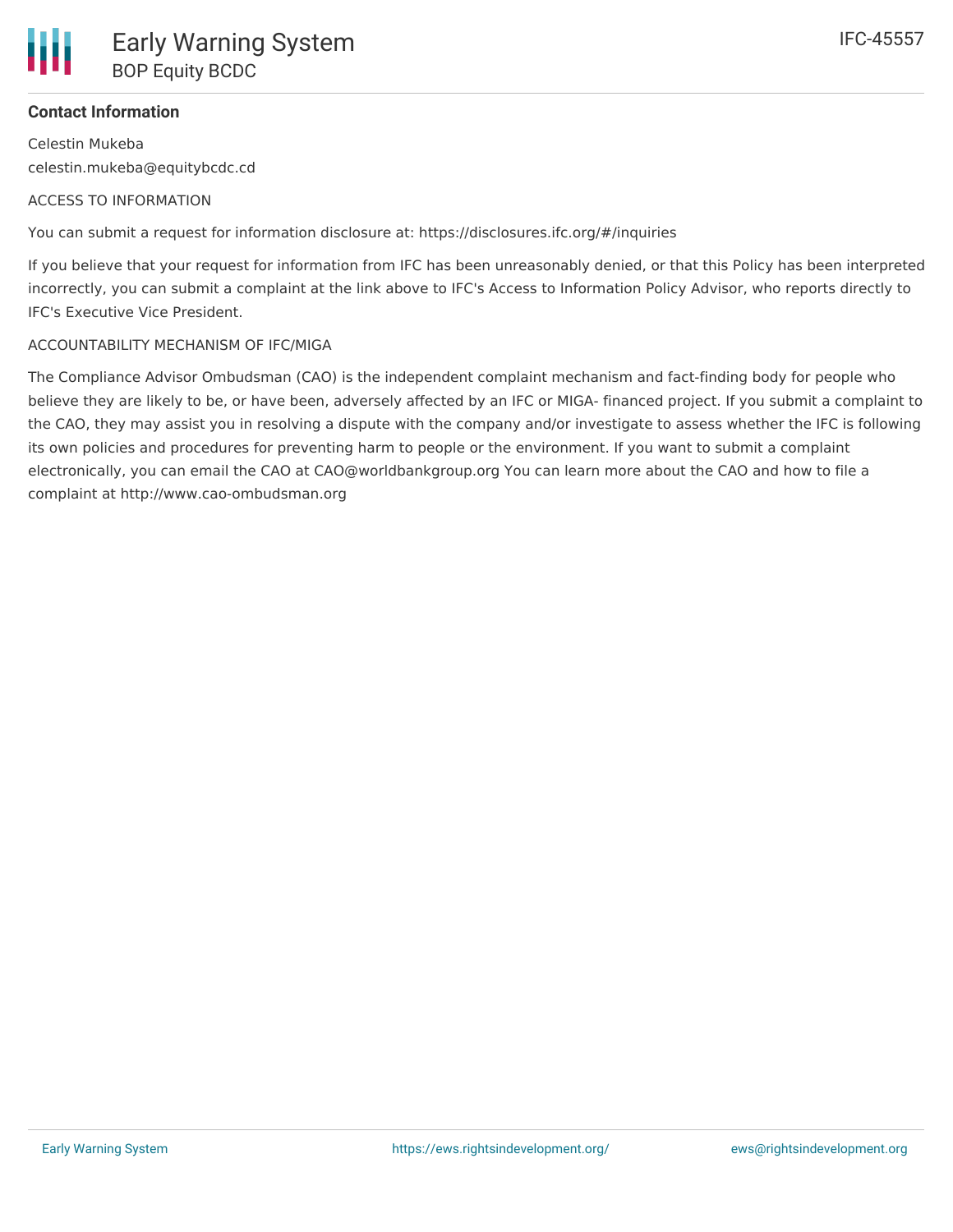**Contact Information**

Celestin Mukeba
celestin.mukeba@equitybcdc.cd

ACCESS TO INFORMATION

You can submit a request for information disclosure at: https://disclosures.ifc.org/#/inquiries

If you believe that your request for information from IFC has been unreasonably denied, or that this Policy has been interpreted incorrectly, you can submit a complaint at the link above to IFC's Access to Information Policy Advisor, who reports directly to IFC's Executive Vice President.

ACCOUNTABILITY MECHANISM OF IFC/MIGA

The Compliance Advisor Ombudsman (CAO) is the independent complaint mechanism and fact-finding body for people who believe they are likely to be, or have been, adversely affected by an IFC or MIGA- financed project. If you submit a complaint to the CAO, they may assist you in resolving a dispute with the company and/or investigate to assess whether the IFC is following its own policies and procedures for preventing harm to people or the environment. If you want to submit a complaint electronically, you can email the CAO at CAO@worldbankgroup.org You can learn more about the CAO and how to file a complaint at http://www.cao-ombudsman.org